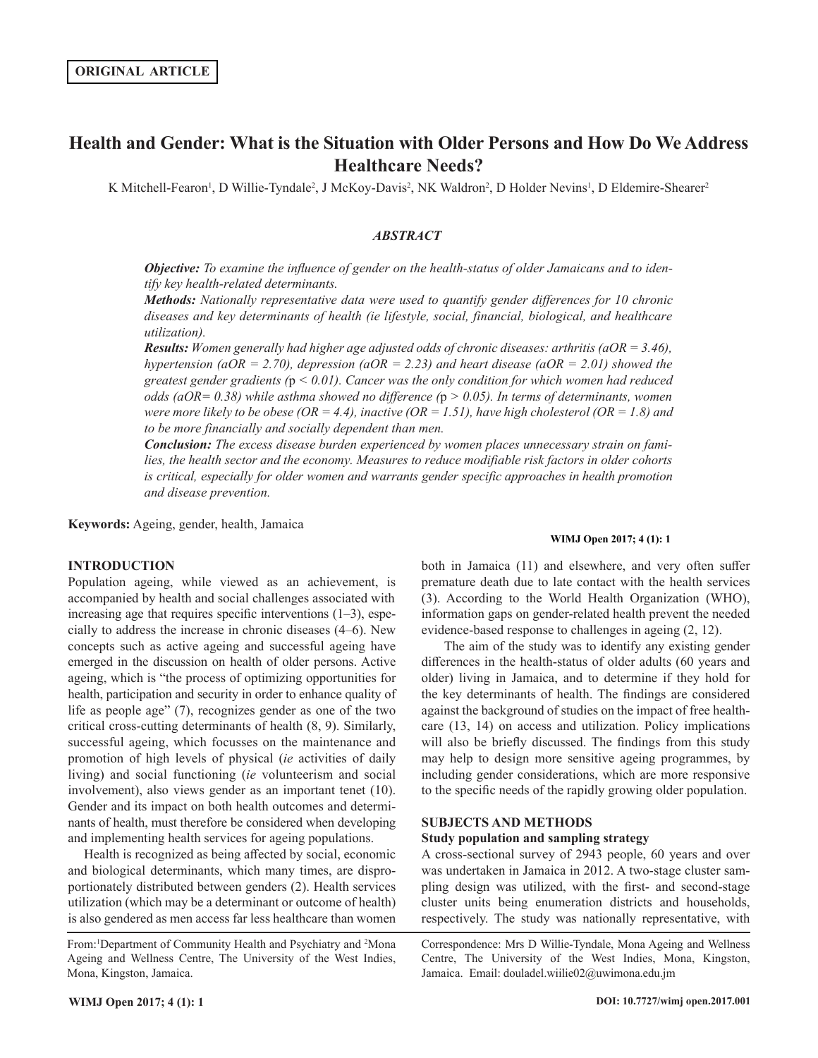**ORIGINAL ARTICLE**

# Health and Gender: What is the Situation with Older Persons and How Do We Address Healthcare Needs?

K Mitchell-Fearon[1], D Willie-Tyndale[2], J McKoy-Davis[2], NK Waldron[2], D Holder Nevins[1], D Eldemire-Shearer[2]

## *ABSTRACT*

***Objective:*** *To examine the influence of gender on the health-status of older Jamaicans and to identify key health-related determinants.*

***Methods:*** *Nationally representative data were used to quantify gender differences for 10 chronic diseases and key determinants of health (ie lifestyle, social, financial, biological, and healthcare utilization).*

***Results:*** *Women generally had higher age adjusted odds of chronic diseases: arthritis (aOR = 3.46), hypertension (aOR = 2.70), depression (aOR = 2.23) and heart disease (aOR = 2.01) showed the greatest gender gradients (*$p < 0.01$*). Cancer was the only condition for which women had reduced odds (aOR= 0.38) while asthma showed no difference (*$p > 0.05$*). In terms of determinants, women were more likely to be obese (OR = 4.4), inactive (OR = 1.51), have high cholesterol (OR = 1.8) and to be more financially and socially dependent than men.*

***Conclusion:*** *The excess disease burden experienced by women places unnecessary strain on families, the health sector and the economy. Measures to reduce modifiable risk factors in older cohorts is critical, especially for older women and warrants gender specific approaches in health promotion and disease prevention.*

**Keywords:** Ageing, gender, health, Jamaica

## INTRODUCTION

Population ageing, while viewed as an achievement, is accompanied by health and social challenges associated with increasing age that requires specific interventions (1–3), especially to address the increase in chronic diseases (4–6). New concepts such as active ageing and successful ageing have emerged in the discussion on health of older persons. Active ageing, which is "the process of optimizing opportunities for health, participation and security in order to enhance quality of life as people age" (7), recognizes gender as one of the two critical cross-cutting determinants of health (8, 9). Similarly, successful ageing, which focusses on the maintenance and promotion of high levels of physical (*ie* activities of daily living) and social functioning (*ie* volunteerism and social involvement), also views gender as an important tenet (10). Gender and its impact on both health outcomes and determinants of health, must therefore be considered when developing and implementing health services for ageing populations.

Health is recognized as being affected by social, economic and biological determinants, which many times, are disproportionately distributed between genders (2). Health services utilization (which may be a determinant or outcome of health) is also gendered as men access far less healthcare than women both in Jamaica (11) and elsewhere, and very often suffer premature death due to late contact with the health services (3). According to the World Health Organization (WHO), information gaps on gender-related health prevent the needed evidence-based response to challenges in ageing (2, 12).

The aim of the study was to identify any existing gender differences in the health-status of older adults (60 years and older) living in Jamaica, and to determine if they hold for the key determinants of health. The findings are considered against the background of studies on the impact of free healthcare (13, 14) on access and utilization. Policy implications will also be briefly discussed. The findings from this study may help to design more sensitive ageing programmes, by including gender considerations, which are more responsive to the specific needs of the rapidly growing older population.

## SUBJECTS AND METHODS

### Study population and sampling strategy

A cross-sectional survey of 2943 people, 60 years and over was undertaken in Jamaica in 2012. A two-stage cluster sampling design was utilized, with the first- and second-stage cluster units being enumeration districts and households, respectively. The study was nationally representative, with

From:[1]Department of Community Health and Psychiatry and [2]Mona Ageing and Wellness Centre, The University of the West Indies, Mona, Kingston, Jamaica.

Correspondence: Mrs D Willie-Tyndale, Mona Ageing and Wellness Centre, The University of the West Indies, Mona, Kingston, Jamaica. Email: douladel.wiilie02@uwimona.edu.jm

DOI: 10.7727/wimj open.2017.001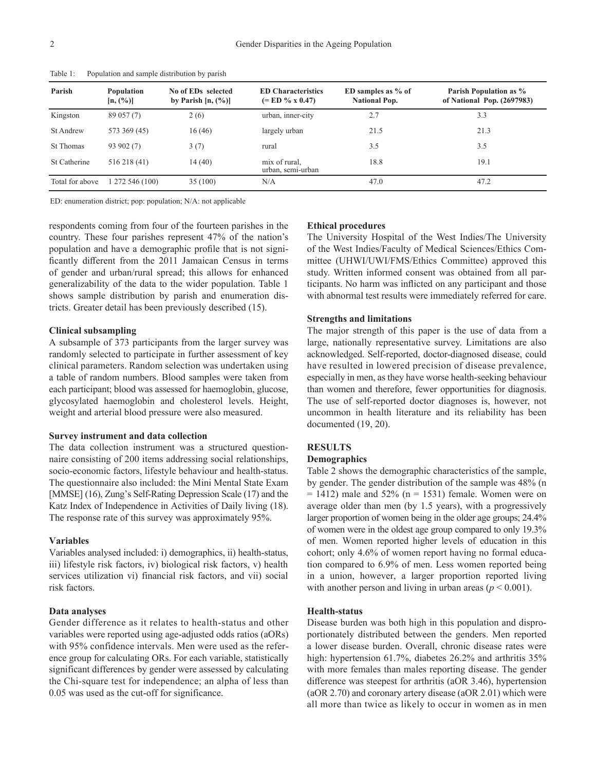Table 1: Population and sample distribution by parish

| Parish | Population [n, (%)] | No of EDs selected by Parish [n, (%)] | ED Characteristics (= ED % x 0.47) | ED samples as % of National Pop. | Parish Population as % of National Pop. (2697983) |
|---|---|---|---|---|---|
| Kingston | 89 057 (7) | 2 (6) | urban, inner-city | 2.7 | 3.3 |
| St Andrew | 573 369 (45) | 16 (46) | largely urban | 21.5 | 21.3 |
| St Thomas | 93 902 (7) | 3 (7) | rural | 3.5 | 3.5 |
| St Catherine | 516 218 (41) | 14 (40) | mix of rural, urban, semi-urban | 18.8 | 19.1 |
| Total for above | 1 272 546 (100) | 35 (100) | N/A | 47.0 | 47.2 |

ED: enumeration district; pop: population; N/A: not applicable

respondents coming from four of the fourteen parishes in the country. These four parishes represent 47% of the nation's population and have a demographic profile that is not significantly different from the 2011 Jamaican Census in terms of gender and urban/rural spread; this allows for enhanced generalizability of the data to the wider population. Table 1 shows sample distribution by parish and enumeration districts. Greater detail has been previously described (15).

**Clinical subsampling**

A subsample of 373 participants from the larger survey was randomly selected to participate in further assessment of key clinical parameters. Random selection was undertaken using a table of random numbers. Blood samples were taken from each participant; blood was assessed for haemoglobin, glucose, glycosylated haemoglobin and cholesterol levels. Height, weight and arterial blood pressure were also measured.

**Survey instrument and data collection**

The data collection instrument was a structured questionnaire consisting of 200 items addressing social relationships, socio-economic factors, lifestyle behaviour and health-status. The questionnaire also included: the Mini Mental State Exam [MMSE] (16), Zung's Self-Rating Depression Scale (17) and the Katz Index of Independence in Activities of Daily living (18). The response rate of this survey was approximately 95%.

**Variables**

Variables analysed included: i) demographics, ii) health-status, iii) lifestyle risk factors, iv) biological risk factors, v) health services utilization vi) financial risk factors, and vii) social risk factors.

**Data analyses**

Gender difference as it relates to health-status and other variables were reported using age-adjusted odds ratios (aORs) with 95% confidence intervals. Men were used as the reference group for calculating ORs. For each variable, statistically significant differences by gender were assessed by calculating the Chi-square test for independence; an alpha of less than 0.05 was used as the cut-off for significance.

**Ethical procedures**

The University Hospital of the West Indies/The University of the West Indies/Faculty of Medical Sciences/Ethics Committee (UHWI/UWI/FMS/Ethics Committee) approved this study. Written informed consent was obtained from all participants. No harm was inflicted on any participant and those with abnormal test results were immediately referred for care.

**Strengths and limitations**

The major strength of this paper is the use of data from a large, nationally representative survey. Limitations are also acknowledged. Self-reported, doctor-diagnosed disease, could have resulted in lowered precision of disease prevalence, especially in men, as they have worse health-seeking behaviour than women and therefore, fewer opportunities for diagnosis. The use of self-reported doctor diagnoses is, however, not uncommon in health literature and its reliability has been documented (19, 20).

## RESULTS

**Demographics**

Table 2 shows the demographic characteristics of the sample, by gender. The gender distribution of the sample was 48% (n = 1412) male and 52% (n = 1531) female. Women were on average older than men (by 1.5 years), with a progressively larger proportion of women being in the older age groups; 24.4% of women were in the oldest age group compared to only 19.3% of men. Women reported higher levels of education in this cohort; only 4.6% of women report having no formal education compared to 6.9% of men. Less women reported being in a union, however, a larger proportion reported living with another person and living in urban areas ($p < 0.001$).

**Health-status**

Disease burden was both high in this population and disproportionately distributed between the genders. Men reported a lower disease burden. Overall, chronic disease rates were high: hypertension 61.7%, diabetes 26.2% and arthritis 35% with more females than males reporting disease. The gender difference was steepest for arthritis (aOR 3.46), hypertension (aOR 2.70) and coronary artery disease (aOR 2.01) which were all more than twice as likely to occur in women as in men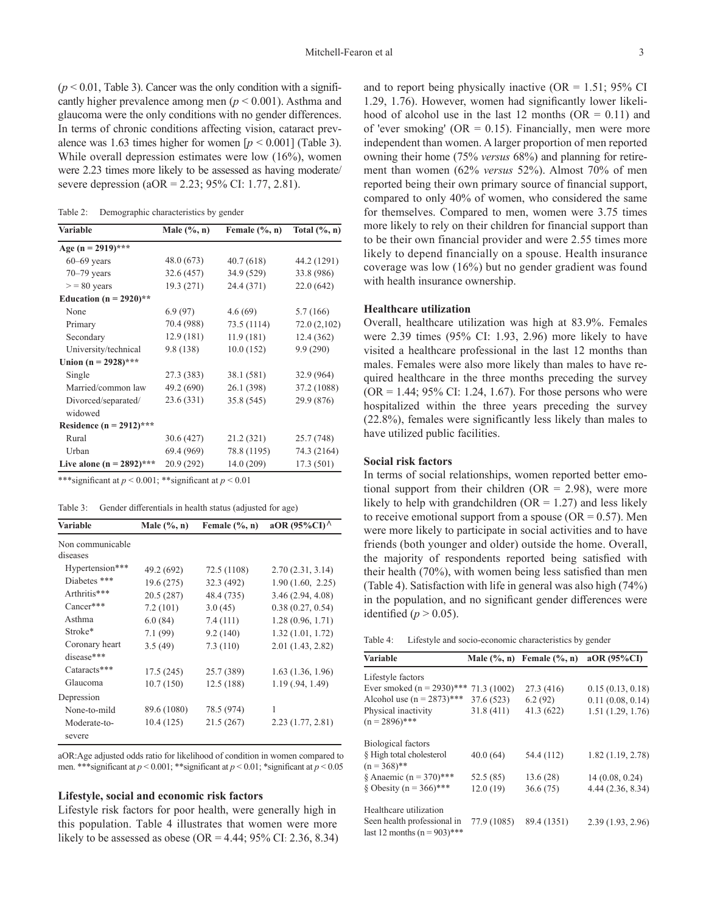($p < 0.01$, Table 3). Cancer was the only condition with a significantly higher prevalence among men ($p < 0.001$). Asthma and glaucoma were the only conditions with no gender differences. In terms of chronic conditions affecting vision, cataract prevalence was 1.63 times higher for women [$p < 0.001$] (Table 3). While overall depression estimates were low (16%), women were 2.23 times more likely to be assessed as having moderate/severe depression (aOR = 2.23; 95% CI: 1.77, 2.81).

Table 2: Demographic characteristics by gender

| Variable | Male (%, n) | Female (%, n) | Total (%, n) |
|---|---|---|---|
| **Age (n = 2919)*** ** | | | |
| 60–69 years | 48.0 (673) | 40.7 (618) | 44.2 (1291) |
| 70–79 years | 32.6 (457) | 34.9 (529) | 33.8 (986) |
| > = 80 years | 19.3 (271) | 24.4 (371) | 22.0 (642) |
| **Education (n = 2920)**** | | | |
| None | 6.9 (97) | 4.6 (69) | 5.7 (166) |
| Primary | 70.4 (988) | 73.5 (1114) | 72.0 (2,102) |
| Secondary | 12.9 (181) | 11.9 (181) | 12.4 (362) |
| University/technical | 9.8 (138) | 10.0 (152) | 9.9 (290) |
| **Union (n = 2928)*** ** | | | |
| Single | 27.3 (383) | 38.1 (581) | 32.9 (964) |
| Married/common law | 49.2 (690) | 26.1 (398) | 37.2 (1088) |
| Divorced/separated/ widowed | 23.6 (331) | 35.8 (545) | 29.9 (876) |
| **Residence (n = 2912)*** ** | | | |
| Rural | 30.6 (427) | 21.2 (321) | 25.7 (748) |
| Urban | 69.4 (969) | 78.8 (1195) | 74.3 (2164) |
| **Live alone (n = 2892)*** ** | 20.9 (292) | 14.0 (209) | 17.3 (501) |

***significant at $p < 0.001$; **significant at $p < 0.01$

Table 3: Gender differentials in health status (adjusted for age)

| Variable | Male (%, n) | Female (%, n) | aOR (95%CI)^ |
|---|---|---|---|
| Non communicable diseases | | | |
| Hypertension*** | 49.2 (692) | 72.5 (1108) | 2.70 (2.31, 3.14) |
| Diabetes *** | 19.6 (275) | 32.3 (492) | 1.90 (1.60, 2.25) |
| Arthritis*** | 20.5 (287) | 48.4 (735) | 3.46 (2.94, 4.08) |
| Cancer*** | 7.2 (101) | 3.0 (45) | 0.38 (0.27, 0.54) |
| Asthma | 6.0 (84) | 7.4 (111) | 1.28 (0.96, 1.71) |
| Stroke* | 7.1 (99) | 9.2 (140) | 1.32 (1.01, 1.72) |
| Coronary heart disease*** | 3.5 (49) | 7.3 (110) | 2.01 (1.43, 2.82) |
| Cataracts*** | 17.5 (245) | 25.7 (389) | 1.63 (1.36, 1.96) |
| Glaucoma | 10.7 (150) | 12.5 (188) | 1.19 (.94, 1.49) |
| Depression | | | |
| None-to-mild | 89.6 (1080) | 78.5 (974) | 1 |
| Moderate-to-severe | 10.4 (125) | 21.5 (267) | 2.23 (1.77, 2.81) |

aOR:Age adjusted odds ratio for likelihood of condition in women compared to men. ***significant at $p < 0.001$; **significant at $p < 0.01$; *significant at $p < 0.05$

### Lifestyle, social and economic risk factors

Lifestyle risk factors for poor health, were generally high in this population. Table 4 illustrates that women were more likely to be assessed as obese (OR = 4.44; 95% CI: 2.36, 8.34) and to report being physically inactive (OR = 1.51; 95% CI 1.29, 1.76). However, women had significantly lower likelihood of alcohol use in the last 12 months (OR = 0.11) and of 'ever smoking' (OR = 0.15). Financially, men were more independent than women. A larger proportion of men reported owning their home (75% *versus* 68%) and planning for retirement than women (62% *versus* 52%). Almost 70% of men reported being their own primary source of financial support, compared to only 40% of women, who considered the same for themselves. Compared to men, women were 3.75 times more likely to rely on their children for financial support than to be their own financial provider and were 2.55 times more likely to depend financially on a spouse. Health insurance coverage was low (16%) but no gender gradient was found with health insurance ownership.

### Healthcare utilization

Overall, healthcare utilization was high at 83.9%. Females were 2.39 times (95% CI: 1.93, 2.96) more likely to have visited a healthcare professional in the last 12 months than males. Females were also more likely than males to have required healthcare in the three months preceding the survey (OR = 1.44; 95% CI: 1.24, 1.67). For those persons who were hospitalized within the three years preceding the survey (22.8%), females were significantly less likely than males to have utilized public facilities.

### Social risk factors

In terms of social relationships, women reported better emotional support from their children (OR = 2.98), were more likely to help with grandchildren (OR = 1.27) and less likely to receive emotional support from a spouse (OR = 0.57). Men were more likely to participate in social activities and to have friends (both younger and older) outside the home. Overall, the majority of respondents reported being satisfied with their health (70%), with women being less satisfied than men (Table 4). Satisfaction with life in general was also high (74%) in the population, and no significant gender differences were identified ($p > 0.05$).

Table 4: Lifestyle and socio-economic characteristics by gender

| Variable | Male (%, n) | Female (%, n) | aOR (95%CI) |
|---|---|---|---|
| Lifestyle factors | | | |
| Ever smoked (n = 2930)*** | 71.3 (1002) | 27.3 (416) | 0.15 (0.13, 0.18) |
| Alcohol use (n = 2873)*** | 37.6 (523) | 6.2 (92) | 0.11 (0.08, 0.14) |
| Physical inactivity (n = 2896)*** | 31.8 (411) | 41.3 (622) | 1.51 (1.29, 1.76) |
| Biological factors | | | |
| § High total cholesterol (n = 368)** | 40.0 (64) | 54.4 (112) | 1.82 (1.19, 2.78) |
| § Anaemic (n = 370)*** | 52.5 (85) | 13.6 (28) | 14 (0.08, 0.24) |
| § Obesity (n = 366)*** | 12.0 (19) | 36.6 (75) | 4.44 (2.36, 8.34) |
| Healthcare utilization | | | |
| Seen health professional in last 12 months (n = 903)*** | 77.9 (1085) | 89.4 (1351) | 2.39 (1.93, 2.96) |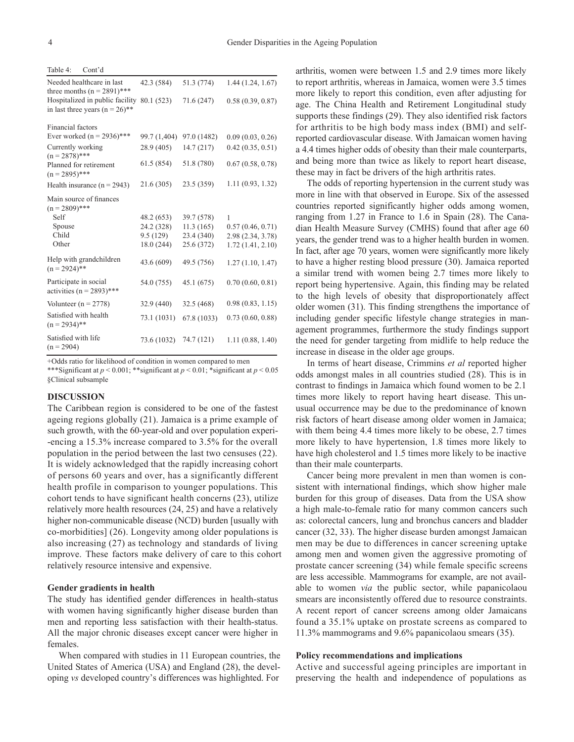Table 4: Cont'd

| | | | |
|---|---|---|---|
| Needed healthcare in last three months (n = 2891)*** | 42.3 (584) | 51.3 (774) | 1.44 (1.24, 1.67) |
| Hospitalized in public facility in last three years (n = 26)** | 80.1 (523) | 71.6 (247) | 0.58 (0.39, 0.87) |
| Financial factors | | | |
| Ever worked (n = 2936)*** | 99.7 (1,404) | 97.0 (1482) | 0.09 (0.03, 0.26) |
| Currently working (n = 2878)*** | 28.9 (405) | 14.7 (217) | 0.42 (0.35, 0.51) |
| Planned for retirement (n = 2895)*** | 61.5 (854) | 51.8 (780) | 0.67 (0.58, 0.78) |
| Health insurance (n = 2943) | 21.6 (305) | 23.5 (359) | 1.11 (0.93, 1.32) |
| Main source of finances (n = 2809)*** | | | |
| Self | 48.2 (653) | 39.7 (578) | 1 |
| Spouse | 24.2 (328) | 11.3 (165) | 0.57 (0.46, 0.71) |
| Child | 9.5 (129) | 23.4 (340) | 2.98 (2.34, 3.78) |
| Other | 18.0 (244) | 25.6 (372) | 1.72 (1.41, 2.10) |
| Help with grandchildren (n = 2924)** | 43.6 (609) | 49.5 (756) | 1.27 (1.10, 1.47) |
| Participate in social activities (n = 2893)*** | 54.0 (755) | 45.1 (675) | 0.70 (0.60, 0.81) |
| Volunteer (n = 2778) | 32.9 (440) | 32.5 (468) | 0.98 (0.83, 1.15) |
| Satisfied with health (n = 2934)** | 73.1 (1031) | 67.8 (1033) | 0.73 (0.60, 0.88) |
| Satisfied with life (n = 2904) | 73.6 (1032) | 74.7 (121) | 1.11 (0.88, 1.40) |

+Odds ratio for likelihood of condition in women compared to men
***Significant at $p < 0.001$; **significant at $p < 0.01$; *significant at $p < 0.05$
§Clinical subsample

## DISCUSSION

The Caribbean region is considered to be one of the fastest ageing regions globally (21). Jamaica is a prime example of such growth, with the 60-year-old and over population experi--encing a 15.3% increase compared to 3.5% for the overall population in the period between the last two censuses (22). It is widely acknowledged that the rapidly increasing cohort of persons 60 years and over, has a significantly different health profile in comparison to younger populations. This cohort tends to have significant health concerns (23), utilize relatively more health resources (24, 25) and have a relatively higher non-communicable disease (NCD) burden [usually with co-morbidities] (26). Longevity among older populations is also increasing (27) as technology and standards of living improve. These factors make delivery of care to this cohort relatively resource intensive and expensive.

### Gender gradients in health

The study has identified gender differences in health-status with women having significantly higher disease burden than men and reporting less satisfaction with their health-status. All the major chronic diseases except cancer were higher in females.

When compared with studies in 11 European countries, the United States of America (USA) and England (28), the developing *vs* developed country's differences was highlighted. For arthritis, women were between 1.5 and 2.9 times more likely to report arthritis, whereas in Jamaica, women were 3.5 times more likely to report this condition, even after adjusting for age. The China Health and Retirement Longitudinal study supports these findings (29). They also identified risk factors for arthritis to be high body mass index (BMI) and self-reported cardiovascular disease. With Jamaican women having a 4.4 times higher odds of obesity than their male counterparts, and being more than twice as likely to report heart disease, these may in fact be drivers of the high arthritis rates.

The odds of reporting hypertension in the current study was more in line with that observed in Europe. Six of the assessed countries reported significantly higher odds among women, ranging from 1.27 in France to 1.6 in Spain (28). The Canadian Health Measure Survey (CMHS) found that after age 60 years, the gender trend was to a higher health burden in women. In fact, after age 70 years, women were significantly more likely to have a higher resting blood pressure (30). Jamaica reported a similar trend with women being 2.7 times more likely to report being hypertensive. Again, this finding may be related to the high levels of obesity that disproportionately affect older women (31). This finding strengthens the importance of including gender specific lifestyle change strategies in management programmes, furthermore the study findings support the need for gender targeting from midlife to help reduce the increase in disease in the older age groups.

In terms of heart disease, Crimmins *et al* reported higher odds amongst males in all countries studied (28). This is in contrast to findings in Jamaica which found women to be 2.1 times more likely to report having heart disease. This unusual occurrence may be due to the predominance of known risk factors of heart disease among older women in Jamaica; with them being 4.4 times more likely to be obese, 2.7 times more likely to have hypertension, 1.8 times more likely to have high cholesterol and 1.5 times more likely to be inactive than their male counterparts.

Cancer being more prevalent in men than women is consistent with international findings, which show higher male burden for this group of diseases. Data from the USA show a high male-to-female ratio for many common cancers such as: colorectal cancers, lung and bronchus cancers and bladder cancer (32, 33). The higher disease burden amongst Jamaican men may be due to differences in cancer screening uptake among men and women given the aggressive promoting of prostate cancer screening (34) while female specific screens are less accessible. Mammograms for example, are not available to women *via* the public sector, while papanicolaou smears are inconsistently offered due to resource constraints. A recent report of cancer screens among older Jamaicans found a 35.1% uptake on prostate screens as compared to 11.3% mammograms and 9.6% papanicolaou smears (35).

### Policy recommendations and implications

Active and successful ageing principles are important in preserving the health and independence of populations as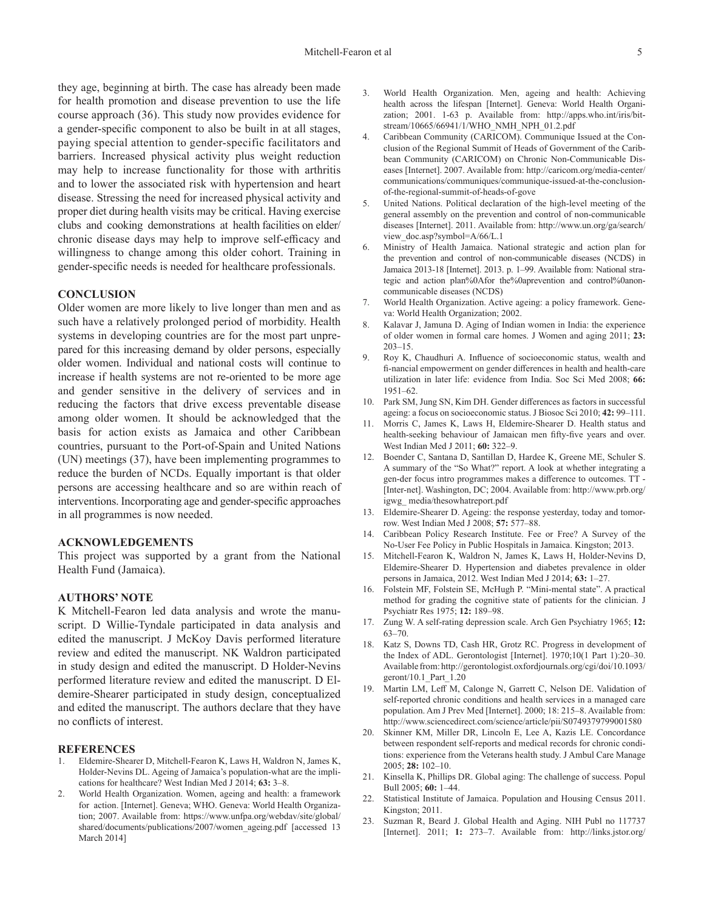they age, beginning at birth. The case has already been made for health promotion and disease prevention to use the life course approach (36). This study now provides evidence for a gender-specific component to also be built in at all stages, paying special attention to gender-specific facilitators and barriers. Increased physical activity plus weight reduction may help to increase functionality for those with arthritis and to lower the associated risk with hypertension and heart disease. Stressing the need for increased physical activity and proper diet during health visits may be critical. Having exercise clubs and cooking demonstrations at health facilities on elder/chronic disease days may help to improve self-efficacy and willingness to change among this older cohort. Training in gender-specific needs is needed for healthcare professionals.

## CONCLUSION

Older women are more likely to live longer than men and as such have a relatively prolonged period of morbidity. Health systems in developing countries are for the most part unprepared for this increasing demand by older persons, especially older women. Individual and national costs will continue to increase if health systems are not re-oriented to be more age and gender sensitive in the delivery of services and in reducing the factors that drive excess preventable disease among older women. It should be acknowledged that the basis for action exists as Jamaica and other Caribbean countries, pursuant to the Port-of-Spain and United Nations (UN) meetings (37), have been implementing programmes to reduce the burden of NCDs. Equally important is that older persons are accessing healthcare and so are within reach of interventions. Incorporating age and gender-specific approaches in all programmes is now needed.

## ACKNOWLEDGEMENTS

This project was supported by a grant from the National Health Fund (Jamaica).

## AUTHORS' NOTE

K Mitchell-Fearon led data analysis and wrote the manuscript. D Willie-Tyndale participated in data analysis and edited the manuscript. J McKoy Davis performed literature review and edited the manuscript. NK Waldron participated in study design and edited the manuscript. D Holder-Nevins performed literature review and edited the manuscript. D Eldemire-Shearer participated in study design, conceptualized and edited the manuscript. The authors declare that they have no conflicts of interest.

## REFERENCES

1. Eldemire-Shearer D, Mitchell-Fearon K, Laws H, Waldron N, James K, Holder-Nevins DL. Ageing of Jamaica's population-what are the implications for healthcare? West Indian Med J 2014; **63:** 3–8.
2. World Health Organization. Women, ageing and health: a framework for action. [Internet]. Geneva; WHO. Geneva: World Health Organization; 2007. Available from: https://www.unfpa.org/webdav/site/global/shared/documents/publications/2007/women_ageing.pdf [accessed 13 March 2014]
3. World Health Organization. Men, ageing and health: Achieving health across the lifespan [Internet]. Geneva: World Health Organization; 2001. 1-63 p. Available from: http://apps.who.int/iris/bitstream/10665/66941/1/WHO_NMH_NPH_01.2.pdf
4. Caribbean Community (CARICOM). Communique Issued at the Conclusion of the Regional Summit of Heads of Government of the Caribbean Community (CARICOM) on Chronic Non-Communicable Diseases [Internet]. 2007. Available from: http://caricom.org/media-center/communications/communiques/communique-issued-at-the-conclusion-of-the-regional-summit-of-heads-of-gove
5. United Nations. Political declaration of the high-level meeting of the general assembly on the prevention and control of non-communicable diseases [Internet]. 2011. Available from: http://www.un.org/ga/search/view_doc.asp?symbol=A/66/L.1
6. Ministry of Health Jamaica. National strategic and action plan for the prevention and control of non-communicable diseases (NCDS) in Jamaica 2013-18 [Internet]. 2013. p. 1–99. Available from: National strategic and action plan%0Afor the%0aprevention and control%0anon-communicable diseases (NCDS)
7. World Health Organization. Active ageing: a policy framework. Geneva: World Health Organization; 2002.
8. Kalavar J, Jamuna D. Aging of Indian women in India: the experience of older women in formal care homes. J Women and aging 2011; **23:** 203–15.
9. Roy K, Chaudhuri A. Influence of socioeconomic status, wealth and fi-nancial empowerment on gender differences in health and health-care utilization in later life: evidence from India. Soc Sci Med 2008; **66:** 1951–62.
10. Park SM, Jung SN, Kim DH. Gender differences as factors in successful ageing: a focus on socioeconomic status. J Biosoc Sci 2010; **42:** 99–111.
11. Morris C, James K, Laws H, Eldemire-Shearer D. Health status and health-seeking behaviour of Jamaican men fifty-five years and over. West Indian Med J 2011; **60:** 322–9.
12. Boender C, Santana D, Santillan D, Hardee K, Greene ME, Schuler S. A summary of the "So What?" report. A look at whether integrating a gen-der focus intro programmes makes a difference to outcomes. TT - [Inter-net]. Washington, DC; 2004. Available from: http://www.prb.org/igwg_ media/thesowhatreport.pdf
13. Eldemire-Shearer D. Ageing: the response yesterday, today and tomorrow. West Indian Med J 2008; **57:** 577–88.
14. Caribbean Policy Research Institute. Fee or Free? A Survey of the No-User Fee Policy in Public Hospitals in Jamaica. Kingston; 2013.
15. Mitchell-Fearon K, Waldron N, James K, Laws H, Holder-Nevins D, Eldemire-Shearer D. Hypertension and diabetes prevalence in older persons in Jamaica, 2012. West Indian Med J 2014; **63:** 1–27.
16. Folstein MF, Folstein SE, McHugh P. "Mini-mental state". A practical method for grading the cognitive state of patients for the clinician. J Psychiatr Res 1975; **12:** 189–98.
17. Zung W. A self-rating depression scale. Arch Gen Psychiatry 1965; **12:** 63–70.
18. Katz S, Downs TD, Cash HR, Grotz RC. Progress in development of the Index of ADL. Gerontologist [Internet]. 1970;10(1 Part 1):20–30. Available from: http://gerontologist.oxfordjournals.org/cgi/doi/10.1093/geront/10.1_Part_1.20
19. Martin LM, Leff M, Calonge N, Garrett C, Nelson DE. Validation of self-reported chronic conditions and health services in a managed care population. Am J Prev Med [Internet]. 2000; 18: 215–8. Available from: http://www.sciencedirect.com/science/article/pii/S0749379799001580
20. Skinner KM, Miller DR, Lincoln E, Lee A, Kazis LE. Concordance between respondent self-reports and medical records for chronic conditions: experience from the Veterans health study. J Ambul Care Manage 2005; **28:** 102–10.
21. Kinsella K, Phillips DR. Global aging: The challenge of success. Popul Bull 2005; **60:** 1–44.
22. Statistical Institute of Jamaica. Population and Housing Census 2011. Kingston; 2011.
23. Suzman R, Beard J. Global Health and Aging. NIH Publ no 117737 [Internet]. 2011; **1:** 273–7. Available from: http://links.jstor.org/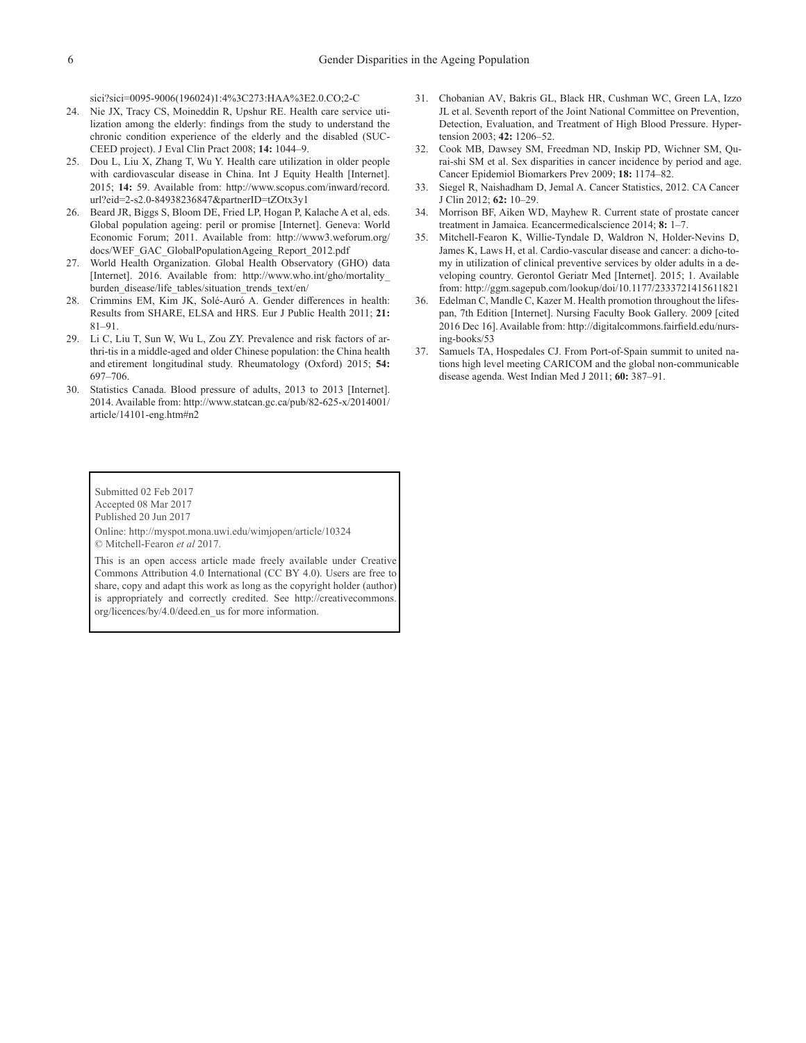sici?sici=0095-9006(196024)1:4%3C273:HAA%3E2.0.CO;2-C

24. Nie JX, Tracy CS, Moineddin R, Upshur RE. Health care service utilization among the elderly: findings from the study to understand the chronic condition experience of the elderly and the disabled (SUCCEED project). J Eval Clin Pract 2008; **14:** 1044–9.
25. Dou L, Liu X, Zhang T, Wu Y. Health care utilization in older people with cardiovascular disease in China. Int J Equity Health [Internet]. 2015; **14:** 59. Available from: http://www.scopus.com/inward/record.url?eid=2-s2.0-84938236847&partnerID=tZOtx3y1
26. Beard JR, Biggs S, Bloom DE, Fried LP, Hogan P, Kalache A et al, eds. Global population ageing: peril or promise [Internet]. Geneva: World Economic Forum; 2011. Available from: http://www3.weforum.org/docs/WEF_GAC_GlobalPopulationAgeing_Report_2012.pdf
27. World Health Organization. Global Health Observatory (GHO) data [Internet]. 2016. Available from: http://www.who.int/gho/mortality_burden_disease/life_tables/situation_trends_text/en/
28. Crimmins EM, Kim JK, Solé-Auró A. Gender differences in health: Results from SHARE, ELSA and HRS. Eur J Public Health 2011; **21:** 81–91.
29. Li C, Liu T, Sun W, Wu L, Zou ZY. Prevalence and risk factors of arthri-tis in a middle-aged and older Chinese population: the China health and etirement longitudinal study. Rheumatology (Oxford) 2015; **54:** 697–706.
30. Statistics Canada. Blood pressure of adults, 2013 to 2013 [Internet]. 2014. Available from: http://www.statcan.gc.ca/pub/82-625-x/2014001/article/14101-eng.htm#n2
31. Chobanian AV, Bakris GL, Black HR, Cushman WC, Green LA, Izzo JL et al. Seventh report of the Joint National Committee on Prevention, Detection, Evaluation, and Treatment of High Blood Pressure. Hypertension 2003; **42:** 1206–52.
32. Cook MB, Dawsey SM, Freedman ND, Inskip PD, Wichner SM, Qurai-shi SM et al. Sex disparities in cancer incidence by period and age. Cancer Epidemiol Biomarkers Prev 2009; **18:** 1174–82.
33. Siegel R, Naishadham D, Jemal A. Cancer Statistics, 2012. CA Cancer J Clin 2012; **62:** 10–29.
34. Morrison BF, Aiken WD, Mayhew R. Current state of prostate cancer treatment in Jamaica. Ecancermedicalscience 2014; **8:** 1–7.
35. Mitchell-Fearon K, Willie-Tyndale D, Waldron N, Holder-Nevins D, James K, Laws H, et al. Cardio-vascular disease and cancer: a dicho-tomy in utilization of clinical preventive services by older adults in a developing country. Gerontol Geriatr Med [Internet]. 2015; 1. Available from: http://ggm.sagepub.com/lookup/doi/10.1177/2333721415611821
36. Edelman C, Mandle C, Kazer M. Health promotion throughout the lifespan, 7th Edition [Internet]. Nursing Faculty Book Gallery. 2009 [cited 2016 Dec 16]. Available from: http://digitalcommons.fairfield.edu/nursing-books/53
37. Samuels TA, Hospedales CJ. From Port-of-Spain summit to united nations high level meeting CARICOM and the global non-communicable disease agenda. West Indian Med J 2011; **60:** 387–91.

Submitted 02 Feb 2017
Accepted 08 Mar 2017
Published 20 Jun 2017

Online: http://myspot.mona.uwi.edu/wimjopen/article/10324
© Mitchell-Fearon *et al* 2017.

This is an open access article made freely available under Creative Commons Attribution 4.0 International (CC BY 4.0). Users are free to share, copy and adapt this work as long as the copyright holder (author) is appropriately and correctly credited. See http://creativecommons.org/licences/by/4.0/deed.en_us for more information.